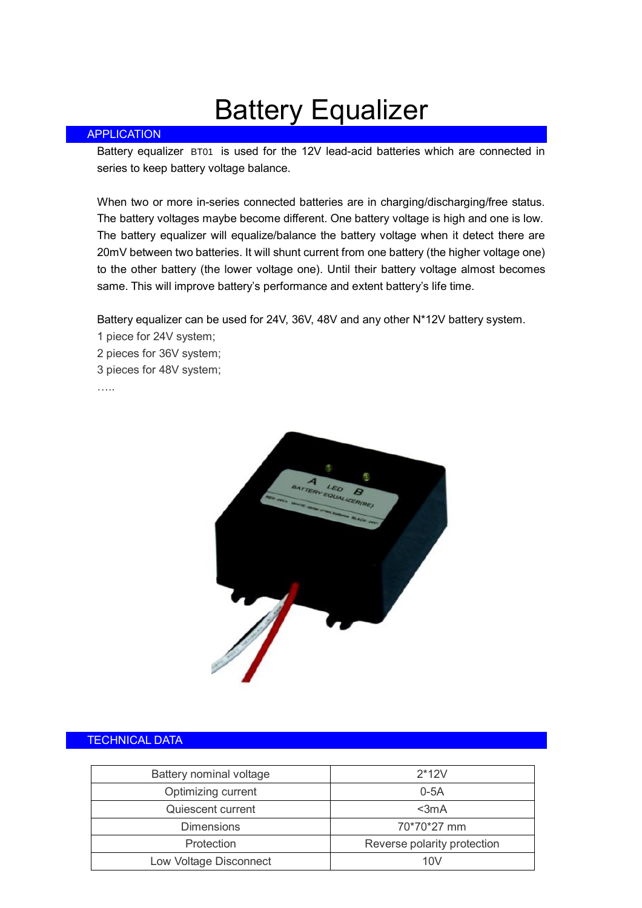# Battery Equalizer

## APPLICATION

Battery equalizer BT01 is used for the 12V lead-acid batteries which are connected in series to keep battery voltage balance.

When two or more in-series connected batteries are in charging/discharging/free status. The battery voltages maybe become different. One battery voltage is high and one is low. The battery equalizer will equalize/balance the battery voltage when it detect there are 20mV between two batteries. It will shunt current from one battery (the higher voltage one) to the other battery (the lower voltage one). Until their battery voltage almost becomes same. This will improve battery's performance and extent battery's life time.

Battery equalizer can be used for 24V, 36V, 48V and any other N*12V battery system.

1 piece for 24V system;

2 pieces for 36V system;

3 pieces for 48V system;

…..

## TECHNICAL DATA

| | |
|---|---|
| Battery nominal voltage | 2*12V |
| Optimizing current | 0-5A |
| Quiescent current | <3mA |
| Dimensions | 70*70*27 mm |
| Protection | Reverse polarity protection |
| Low Voltage Disconnect | 10V |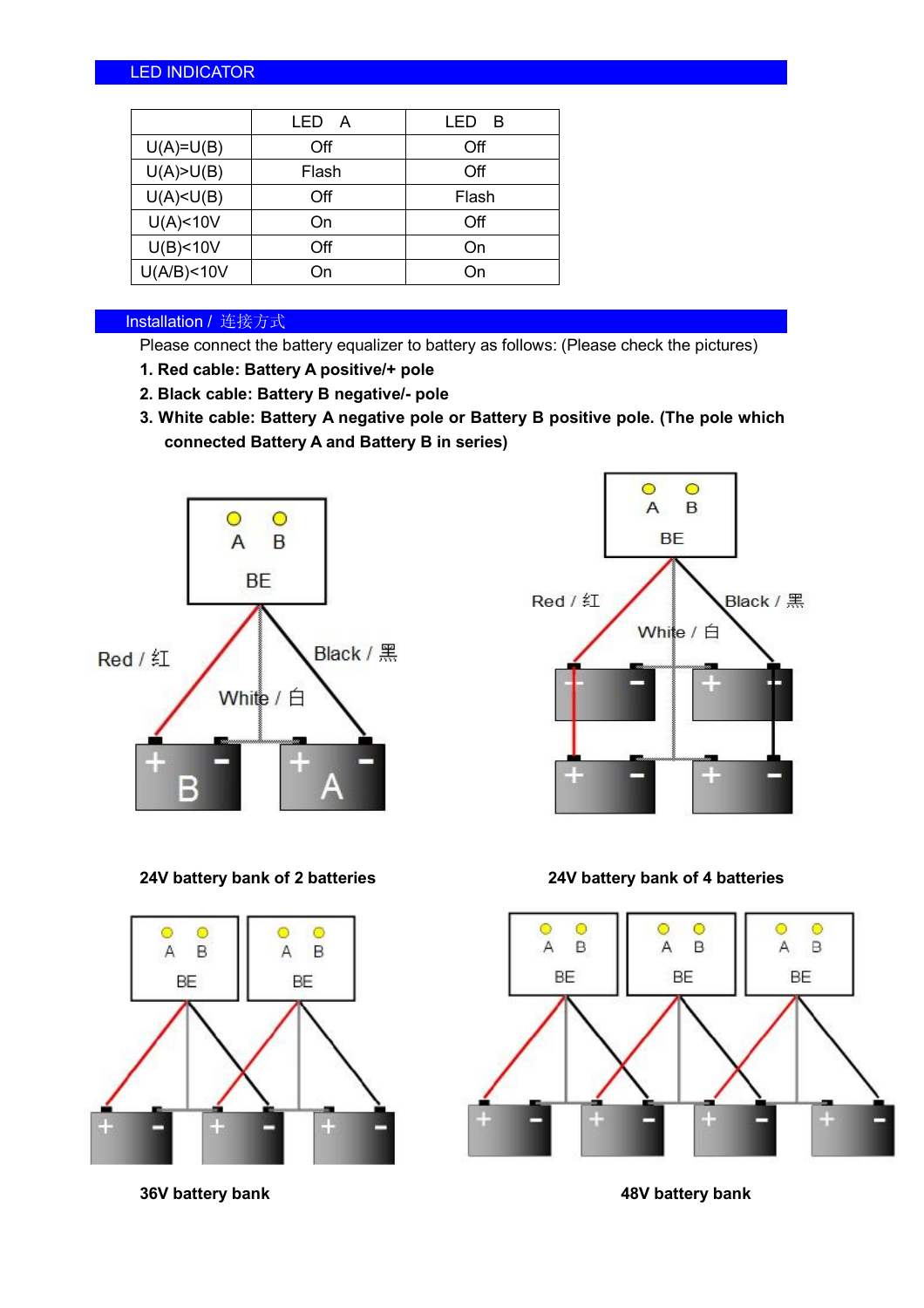## LED INDICATOR

| | LED A | LED B |
|---|---|---|
| U(A)=U(B) | Off | Off |
| U(A)>U(B) | Flash | Off |
| U(A)<U(B) | Off | Flash |
| U(A)<10V | On | Off |
| U(B)<10V | Off | On |
| U(A/B)<10V | On | On |

## Installation / 连接方式

Please connect the battery equalizer to battery as follows: (Please check the pictures)

**1. Red cable: Battery A positive/+ pole**

**2. Black cable: Battery B negative/- pole**

**3. White cable: Battery A negative pole or Battery B positive pole. (The pole which connected Battery A and Battery B in series)**

A B
BE
Red / 红
Black / 黑
White / 白
B
A

**24V battery bank of 2 batteries**

A B
BE
Red / 红
Black / 黑
White / 白

**24V battery bank of 4 batteries**

A B
BE
A B
BE

**36V battery bank**

A B
BE
A B
BE
A B
BE

**48V battery bank**